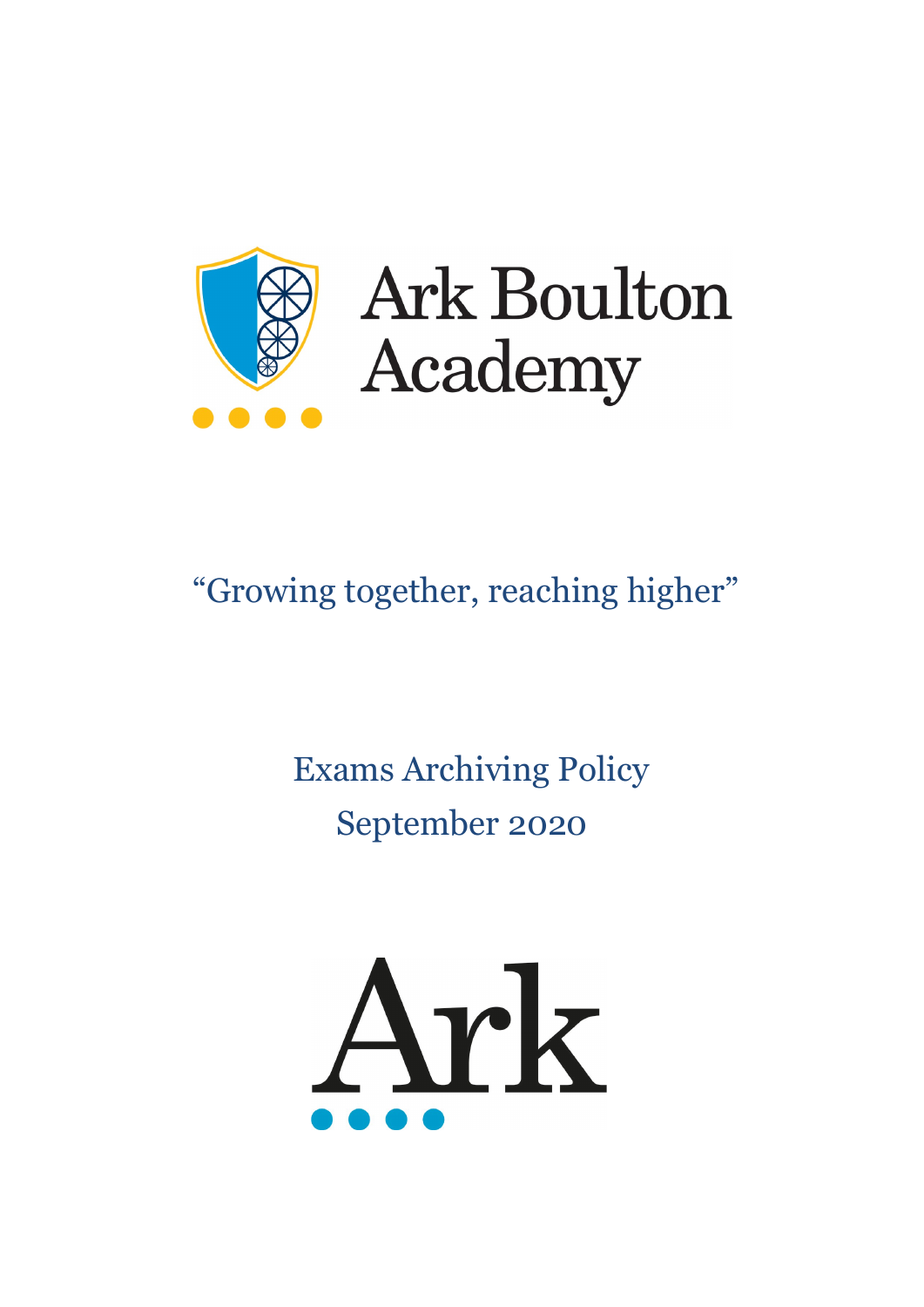# Ark Boulton Academy

"Growing together, reaching higher"

## Exams Archiving Policy

September 2020

Ark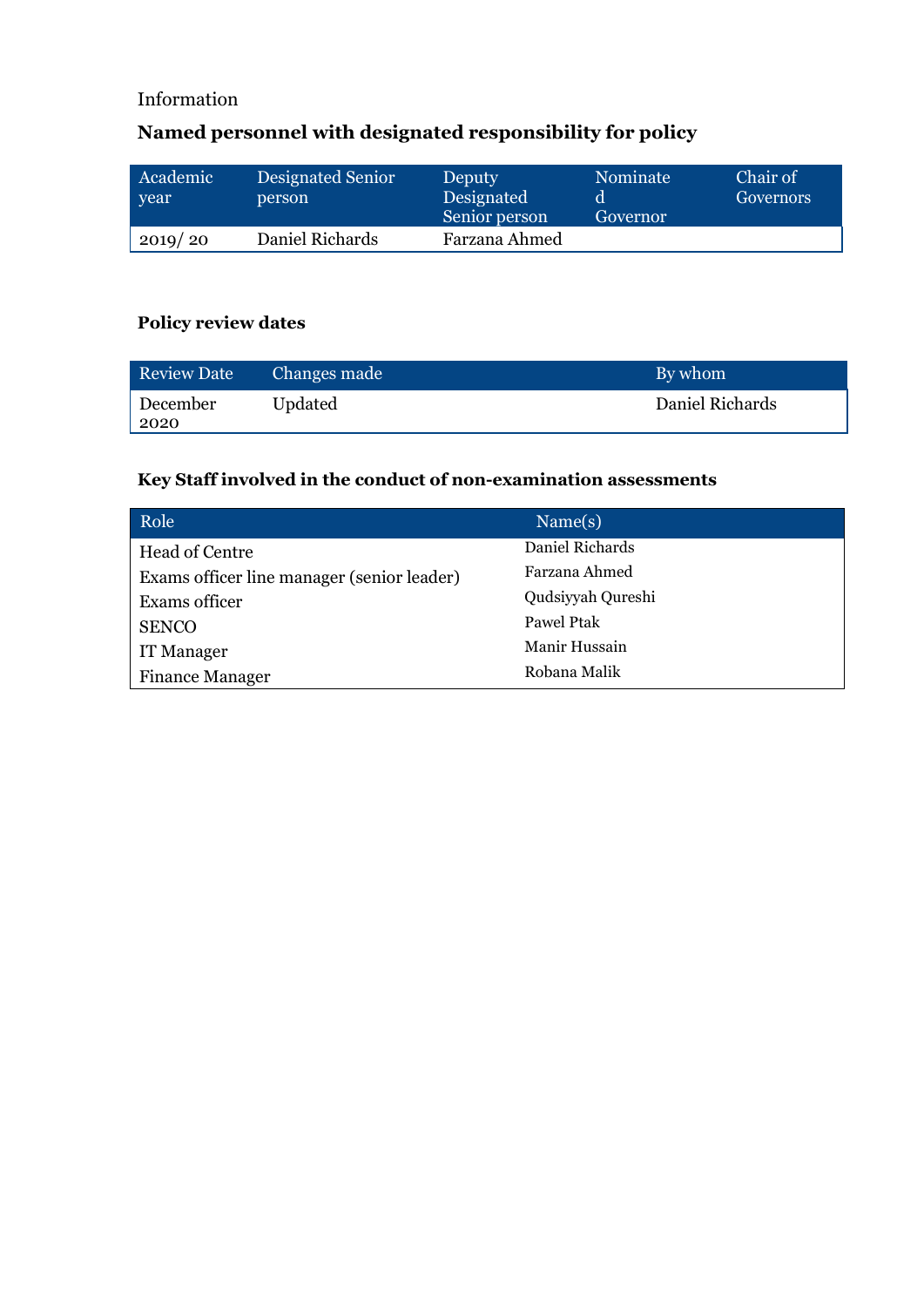Information

## Named personnel with designated responsibility for policy

| Academic year | Designated Senior person | Deputy Designated Senior person | Nominated Governor | Chair of Governors |
|---|---|---|---|---|
| 2019/ 20 | Daniel Richards | Farzana Ahmed | | |

## Policy review dates

| Review Date | Changes made | By whom |
|---|---|---|
| December 2020 | Updated | Daniel Richards |

## Key Staff involved in the conduct of non-examination assessments

| Role | Name(s) |
|---|---|
| Head of Centre | Daniel Richards |
| Exams officer line manager (senior leader) | Farzana Ahmed |
| Exams officer | Qudsiyyah Qureshi |
| SENCO | Pawel Ptak |
| IT Manager | Manir Hussain |
| Finance Manager | Robana Malik |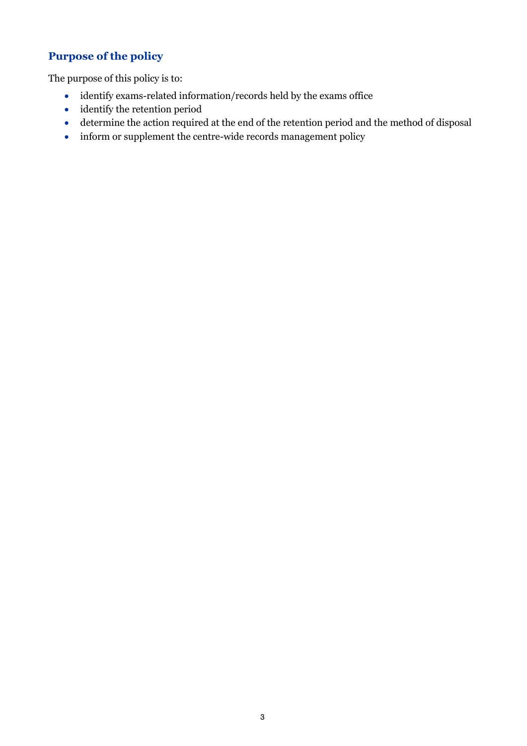## Purpose of the policy

The purpose of this policy is to:

- identify exams-related information/records held by the exams office
- identify the retention period
- determine the action required at the end of the retention period and the method of disposal
- inform or supplement the centre-wide records management policy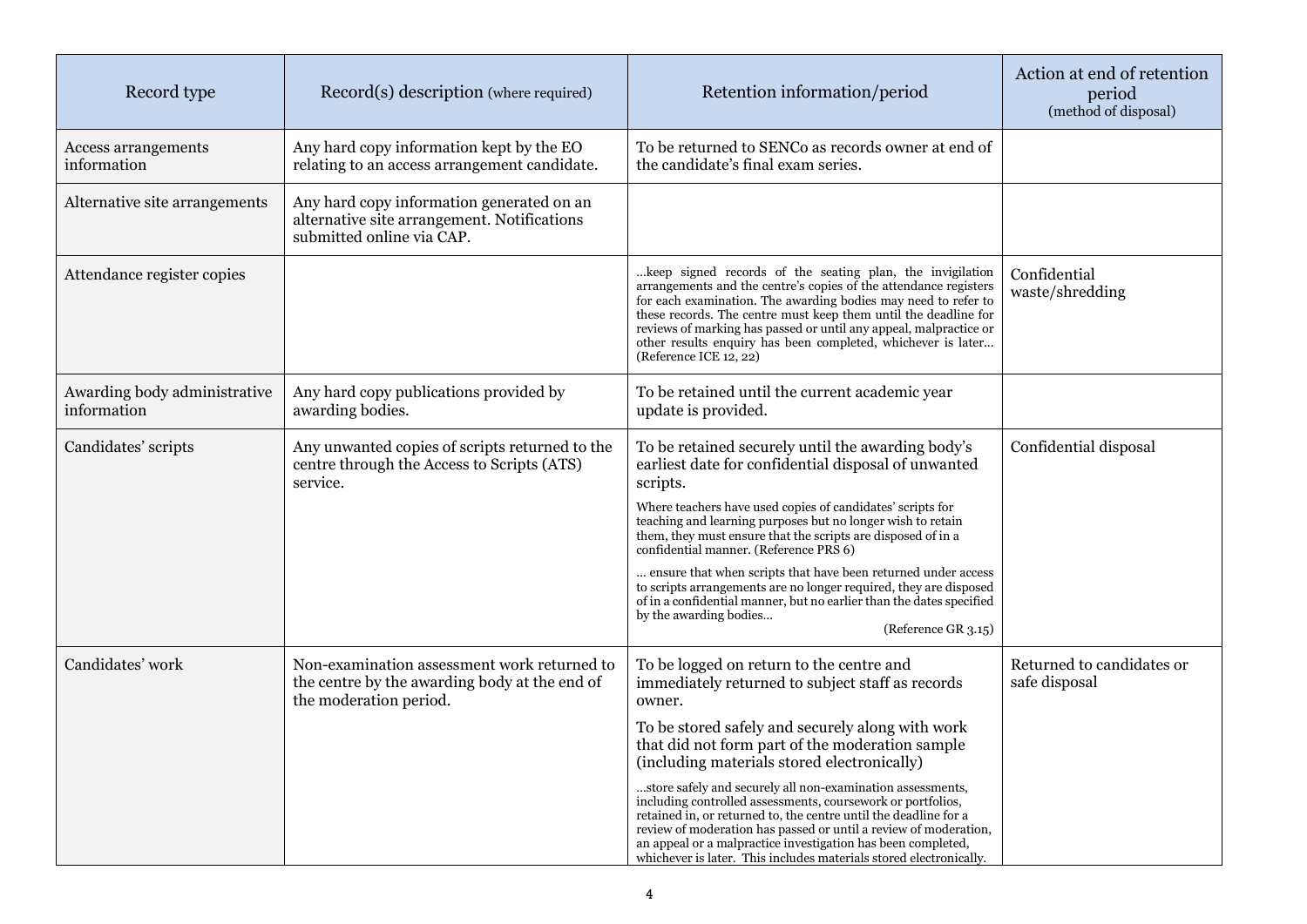| Record type | Record(s) description (where required) | Retention information/period | Action at end of retention period (method of disposal) |
|---|---|---|---|
| Access arrangements information | Any hard copy information kept by the EO relating to an access arrangement candidate. | To be returned to SENCo as records owner at end of the candidate's final exam series. | |
| Alternative site arrangements | Any hard copy information generated on an alternative site arrangement. Notifications submitted online via CAP. | | |
| Attendance register copies | | …keep signed records of the seating plan, the invigilation arrangements and the centre's copies of the attendance registers for each examination. The awarding bodies may need to refer to these records. The centre must keep them until the deadline for reviews of marking has passed or until any appeal, malpractice or other results enquiry has been completed, whichever is later… (Reference ICE 12, 22) | Confidential waste/shredding |
| Awarding body administrative information | Any hard copy publications provided by awarding bodies. | To be retained until the current academic year update is provided. | |
| Candidates' scripts | Any unwanted copies of scripts returned to the centre through the Access to Scripts (ATS) service. | To be retained securely until the awarding body's earliest date for confidential disposal of unwanted scripts.<br><br>Where teachers have used copies of candidates' scripts for teaching and learning purposes but no longer wish to retain them, they must ensure that the scripts are disposed of in a confidential manner. (Reference PRS 6)<br><br>… ensure that when scripts that have been returned under access to scripts arrangements are no longer required, they are disposed of in a confidential manner, but no earlier than the dates specified by the awarding bodies… (Reference GR 3.15) | Confidential disposal |
| Candidates' work | Non-examination assessment work returned to the centre by the awarding body at the end of the moderation period. | To be logged on return to the centre and immediately returned to subject staff as records owner.<br><br>To be stored safely and securely along with work that did not form part of the moderation sample (including materials stored electronically)<br><br>…store safely and securely all non-examination assessments, including controlled assessments, coursework or portfolios, retained in, or returned to, the centre until the deadline for a review of moderation has passed or until a review of moderation, an appeal or a malpractice investigation has been completed, whichever is later. This includes materials stored electronically. | Returned to candidates or safe disposal |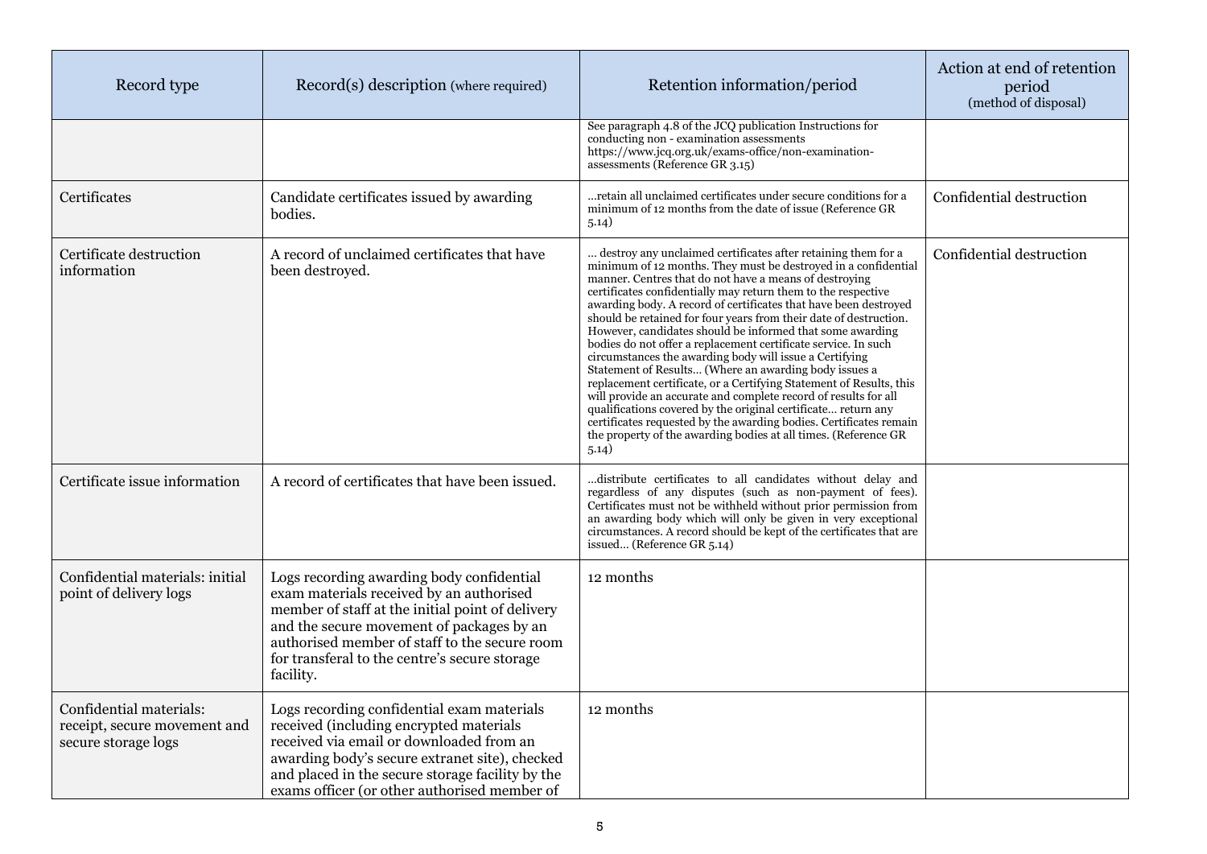| Record type | Record(s) description (where required) | Retention information/period | Action at end of retention period (method of disposal) |
|---|---|---|---|
| | | See paragraph 4.8 of the JCQ publication Instructions for conducting non - examination assessments https://www.jcq.org.uk/exams-office/non-examination-assessments (Reference GR 3.15) | |
| Certificates | Candidate certificates issued by awarding bodies. | …retain all unclaimed certificates under secure conditions for a minimum of 12 months from the date of issue (Reference GR 5.14) | Confidential destruction |
| Certificate destruction information | A record of unclaimed certificates that have been destroyed. | … destroy any unclaimed certificates after retaining them for a minimum of 12 months. They must be destroyed in a confidential manner. Centres that do not have a means of destroying certificates confidentially may return them to the respective awarding body. A record of certificates that have been destroyed should be retained for four years from their date of destruction. However, candidates should be informed that some awarding bodies do not offer a replacement certificate service. In such circumstances the awarding body will issue a Certifying Statement of Results… (Where an awarding body issues a replacement certificate, or a Certifying Statement of Results, this will provide an accurate and complete record of results for all qualifications covered by the original certificate… return any certificates requested by the awarding bodies. Certificates remain the property of the awarding bodies at all times. (Reference GR 5.14) | Confidential destruction |
| Certificate issue information | A record of certificates that have been issued. | …distribute certificates to all candidates without delay and regardless of any disputes (such as non-payment of fees). Certificates must not be withheld without prior permission from an awarding body which will only be given in very exceptional circumstances. A record should be kept of the certificates that are issued… (Reference GR 5.14) | |
| Confidential materials: initial point of delivery logs | Logs recording awarding body confidential exam materials received by an authorised member of staff at the initial point of delivery and the secure movement of packages by an authorised member of staff to the secure room for transferal to the centre's secure storage facility. | 12 months | |
| Confidential materials: receipt, secure movement and secure storage logs | Logs recording confidential exam materials received (including encrypted materials received via email or downloaded from an awarding body's secure extranet site), checked and placed in the secure storage facility by the exams officer (or other authorised member of | 12 months | |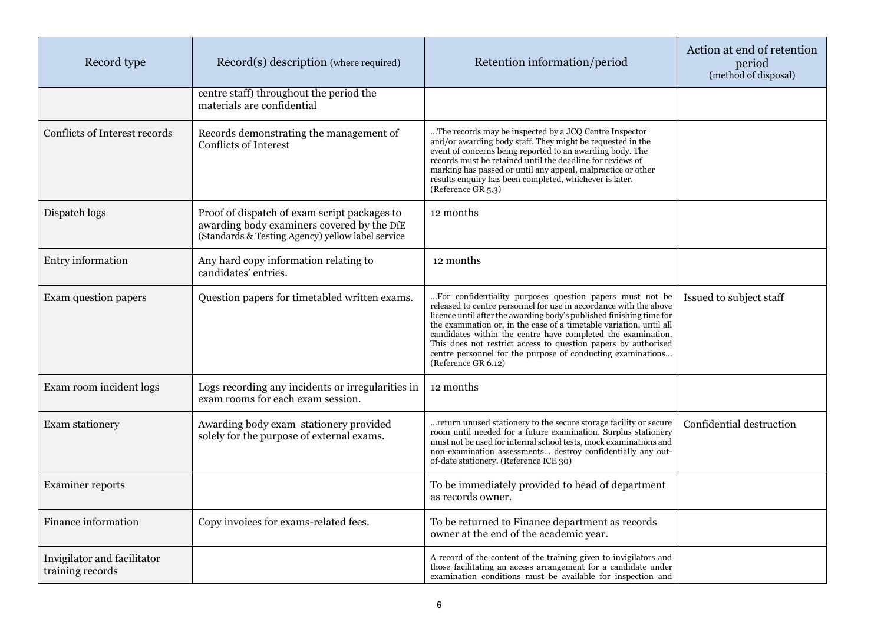| Record type | Record(s) description (where required) | Retention information/period | Action at end of retention period (method of disposal) |
|---|---|---|---|
| | centre staff) throughout the period the materials are confidential | | |
| Conflicts of Interest records | Records demonstrating the management of Conflicts of Interest | …The records may be inspected by a JCQ Centre Inspector and/or awarding body staff. They might be requested in the event of concerns being reported to an awarding body. The records must be retained until the deadline for reviews of marking has passed or until any appeal, malpractice or other results enquiry has been completed, whichever is later. (Reference GR 5.3) | |
| Dispatch logs | Proof of dispatch of exam script packages to awarding body examiners covered by the DfE (Standards & Testing Agency) yellow label service | 12 months | |
| Entry information | Any hard copy information relating to candidates' entries. | 12 months | |
| Exam question papers | Question papers for timetabled written exams. | …For confidentiality purposes question papers must not be released to centre personnel for use in accordance with the above licence until after the awarding body's published finishing time for the examination or, in the case of a timetable variation, until all candidates within the centre have completed the examination. This does not restrict access to question papers by authorised centre personnel for the purpose of conducting examinations… (Reference GR 6.12) | Issued to subject staff |
| Exam room incident logs | Logs recording any incidents or irregularities in exam rooms for each exam session. | 12 months | |
| Exam stationery | Awarding body exam stationery provided solely for the purpose of external exams. | …return unused stationery to the secure storage facility or secure room until needed for a future examination. Surplus stationery must not be used for internal school tests, mock examinations and non-examination assessments… destroy confidentially any out-of-date stationery. (Reference ICE 30) | Confidential destruction |
| Examiner reports | | To be immediately provided to head of department as records owner. | |
| Finance information | Copy invoices for exams-related fees. | To be returned to Finance department as records owner at the end of the academic year. | |
| Invigilator and facilitator training records | | A record of the content of the training given to invigilators and those facilitating an access arrangement for a candidate under examination conditions must be available for inspection and | |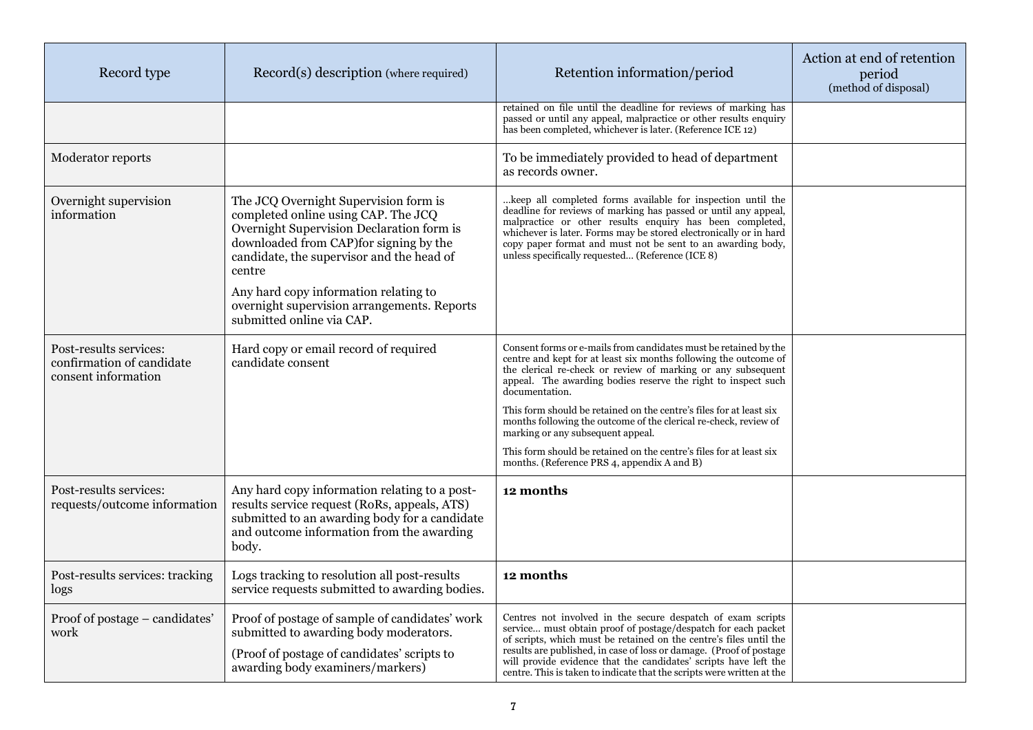| Record type | Record(s) description (where required) | Retention information/period | Action at end of retention period (method of disposal) |
|---|---|---|---|
| | | retained on file until the deadline for reviews of marking has passed or until any appeal, malpractice or other results enquiry has been completed, whichever is later. (Reference ICE 12) | |
| Moderator reports | | To be immediately provided to head of department as records owner. | |
| Overnight supervision information | The JCQ Overnight Supervision form is completed online using CAP. The JCQ Overnight Supervision Declaration form is downloaded from CAP)for signing by the candidate, the supervisor and the head of centre<br><br>Any hard copy information relating to overnight supervision arrangements. Reports submitted online via CAP. | …keep all completed forms available for inspection until the deadline for reviews of marking has passed or until any appeal, malpractice or other results enquiry has been completed, whichever is later. Forms may be stored electronically or in hard copy paper format and must not be sent to an awarding body, unless specifically requested… (Reference (ICE 8) | |
| Post-results services: confirmation of candidate consent information | Hard copy or email record of required candidate consent | Consent forms or e-mails from candidates must be retained by the centre and kept for at least six months following the outcome of the clerical re-check or review of marking or any subsequent appeal. The awarding bodies reserve the right to inspect such documentation.<br><br>This form should be retained on the centre's files for at least six months following the outcome of the clerical re-check, review of marking or any subsequent appeal.<br><br>This form should be retained on the centre's files for at least six months. (Reference PRS 4, appendix A and B) | |
| Post-results services: requests/outcome information | Any hard copy information relating to a post-results service request (RoRs, appeals, ATS) submitted to an awarding body for a candidate and outcome information from the awarding body. | **12 months** | |
| Post-results services: tracking logs | Logs tracking to resolution all post-results service requests submitted to awarding bodies. | **12 months** | |
| Proof of postage – candidates' work | Proof of postage of sample of candidates' work submitted to awarding body moderators.<br><br>(Proof of postage of candidates' scripts to awarding body examiners/markers) | Centres not involved in the secure despatch of exam scripts service… must obtain proof of postage/despatch for each packet of scripts, which must be retained on the centre's files until the results are published, in case of loss or damage. (Proof of postage will provide evidence that the candidates' scripts have left the centre. This is taken to indicate that the scripts were written at the | |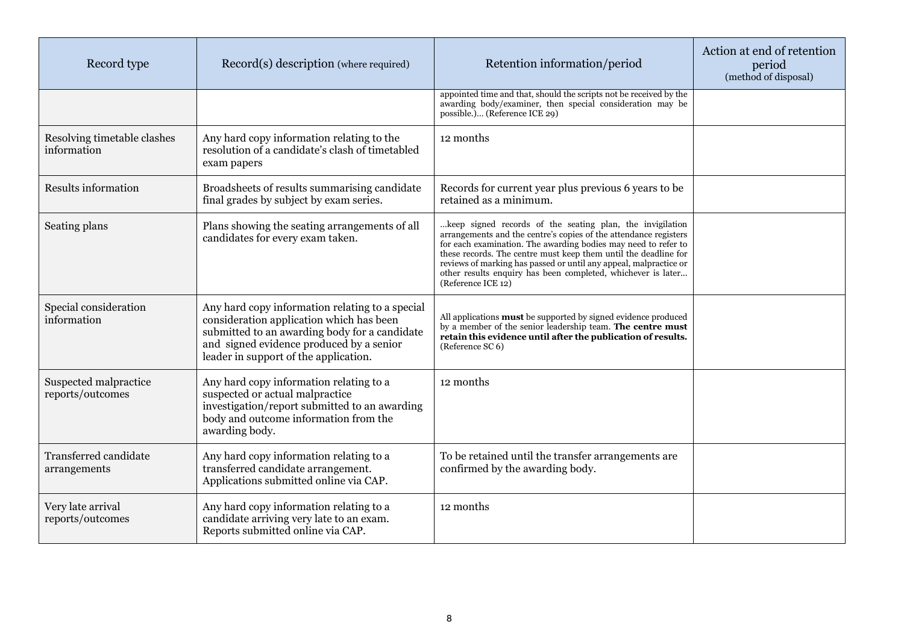| Record type | Record(s) description (where required) | Retention information/period | Action at end of retention period (method of disposal) |
|---|---|---|---|
| | | appointed time and that, should the scripts not be received by the awarding body/examiner, then special consideration may be possible.)… (Reference ICE 29) | |
| Resolving timetable clashes information | Any hard copy information relating to the resolution of a candidate's clash of timetabled exam papers | 12 months | |
| Results information | Broadsheets of results summarising candidate final grades by subject by exam series. | Records for current year plus previous 6 years to be retained as a minimum. | |
| Seating plans | Plans showing the seating arrangements of all candidates for every exam taken. | …keep signed records of the seating plan, the invigilation arrangements and the centre's copies of the attendance registers for each examination. The awarding bodies may need to refer to these records. The centre must keep them until the deadline for reviews of marking has passed or until any appeal, malpractice or other results enquiry has been completed, whichever is later… (Reference ICE 12) | |
| Special consideration information | Any hard copy information relating to a special consideration application which has been submitted to an awarding body for a candidate and signed evidence produced by a senior leader in support of the application. | All applications **must** be supported by signed evidence produced by a member of the senior leadership team. **The centre must retain this evidence until after the publication of results.** (Reference SC 6) | |
| Suspected malpractice reports/outcomes | Any hard copy information relating to a suspected or actual malpractice investigation/report submitted to an awarding body and outcome information from the awarding body. | 12 months | |
| Transferred candidate arrangements | Any hard copy information relating to a transferred candidate arrangement. Applications submitted online via CAP. | To be retained until the transfer arrangements are confirmed by the awarding body. | |
| Very late arrival reports/outcomes | Any hard copy information relating to a candidate arriving very late to an exam. Reports submitted online via CAP. | 12 months | |